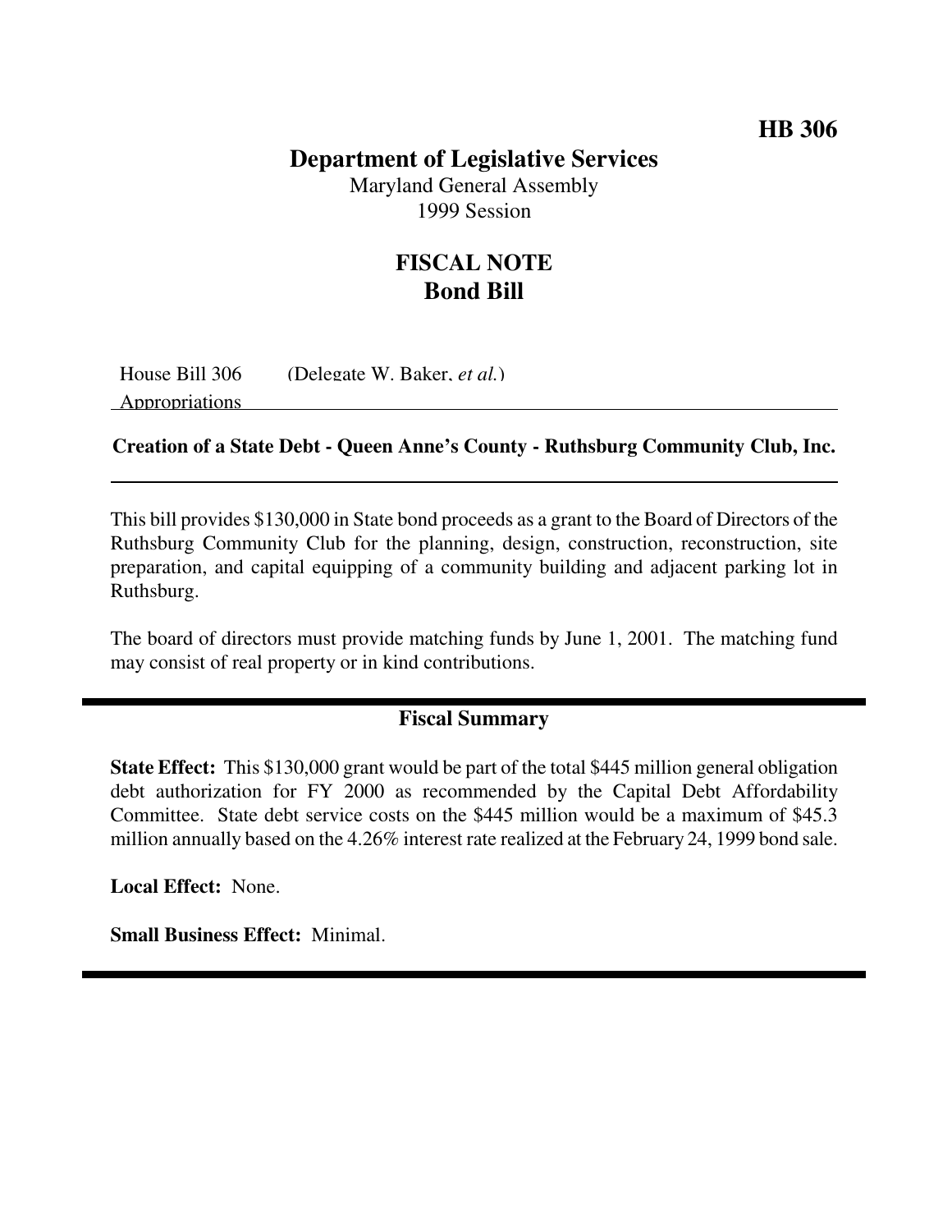**HB 306**

# Department of Legislative Services

Maryland General Assembly
1999 Session

## FISCAL NOTE
## Bond Bill

House Bill 306 (Delegate W. Baker, *et al.*)
Appropriations

---

**Creation of a State Debt - Queen Anne's County - Ruthsburg Community Club, Inc.**

---

This bill provides $130,000 in State bond proceeds as a grant to the Board of Directors of the Ruthsburg Community Club for the planning, design, construction, reconstruction, site preparation, and capital equipping of a community building and adjacent parking lot in Ruthsburg.

The board of directors must provide matching funds by June 1, 2001. The matching fund may consist of real property or in kind contributions.

---

### Fiscal Summary

**State Effect:** This $130,000 grant would be part of the total $445 million general obligation debt authorization for FY 2000 as recommended by the Capital Debt Affordability Committee. State debt service costs on the $445 million would be a maximum of $45.3 million annually based on the 4.26% interest rate realized at the February 24, 1999 bond sale.

**Local Effect:** None.

**Small Business Effect:** Minimal.

---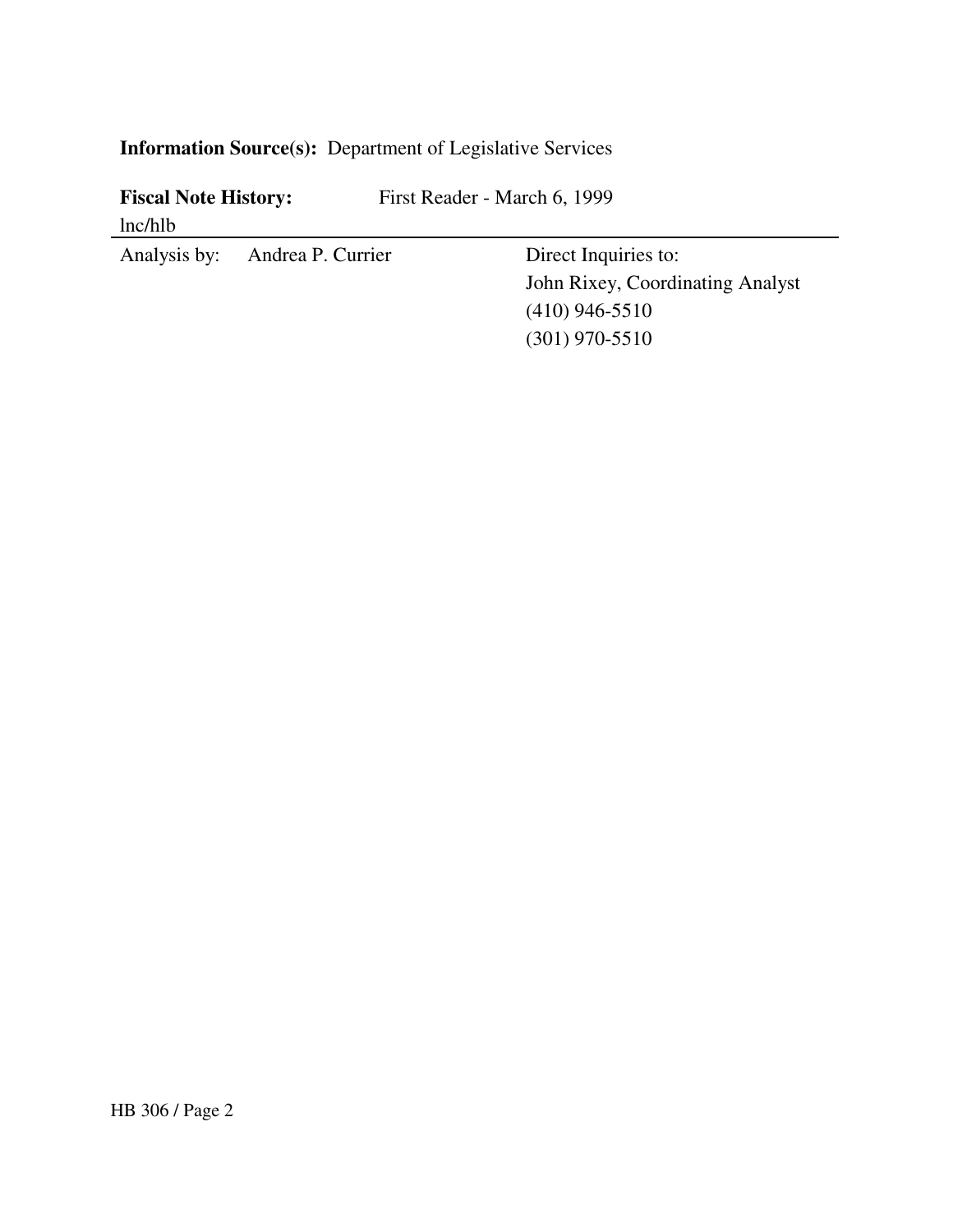**Information Source(s):** Department of Legislative Services

**Fiscal Note History:** First Reader - March 6, 1999

lnc/hlb

---

Analysis by: Andrea P. Currier

Direct Inquiries to:
John Rixey, Coordinating Analyst
(410) 946-5510
(301) 970-5510